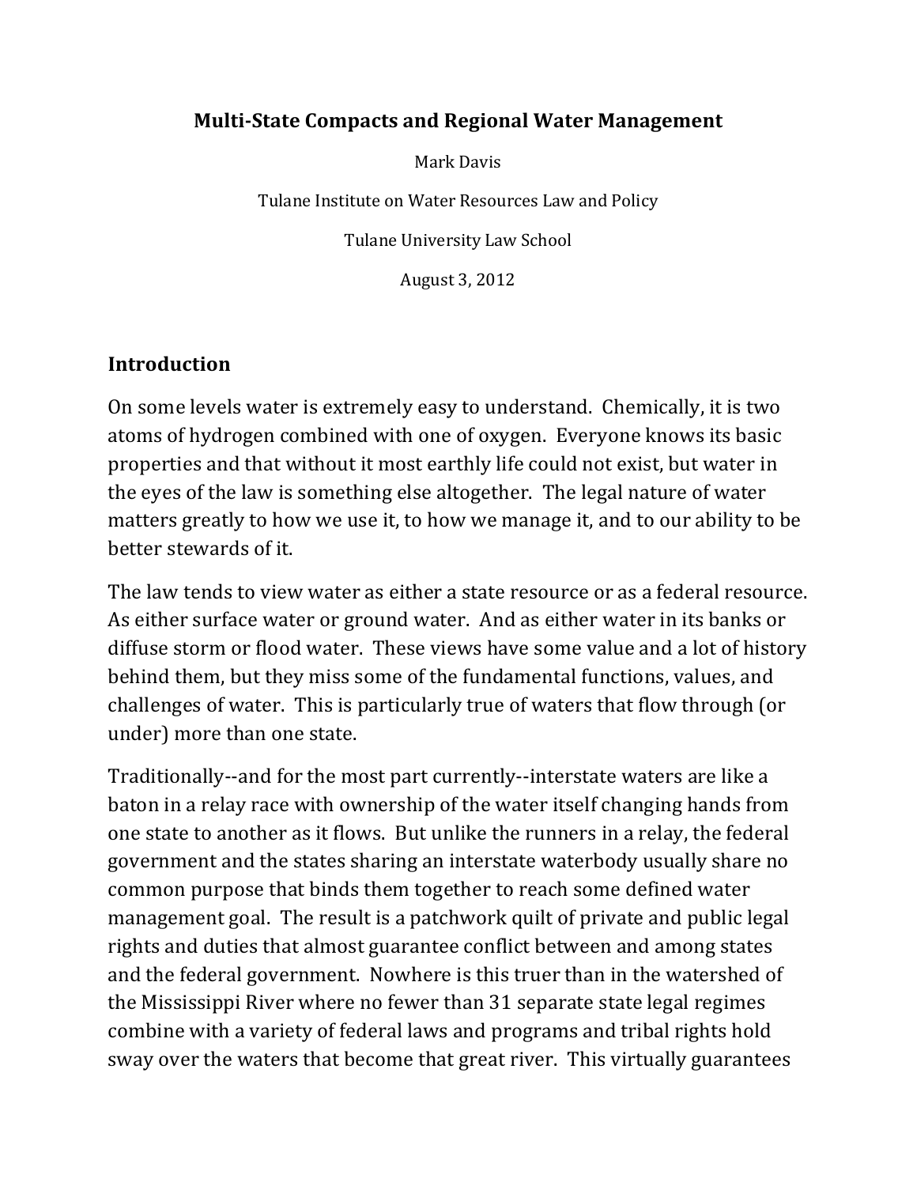# Multi-State Compacts and Regional Water Management

Mark Davis

Tulane Institute on Water Resources Law and Policy

Tulane University Law School

August 3, 2012

## Introduction

On some levels water is extremely easy to understand. Chemically, it is two atoms of hydrogen combined with one of oxygen. Everyone knows its basic properties and that without it most earthly life could not exist, but water in the eyes of the law is something else altogether. The legal nature of water matters greatly to how we use it, to how we manage it, and to our ability to be better stewards of it.

The law tends to view water as either a state resource or as a federal resource. As either surface water or ground water. And as either water in its banks or diffuse storm or flood water. These views have some value and a lot of history behind them, but they miss some of the fundamental functions, values, and challenges of water. This is particularly true of waters that flow through (or under) more than one state.

Traditionally--and for the most part currently--interstate waters are like a baton in a relay race with ownership of the water itself changing hands from one state to another as it flows. But unlike the runners in a relay, the federal government and the states sharing an interstate waterbody usually share no common purpose that binds them together to reach some defined water management goal. The result is a patchwork quilt of private and public legal rights and duties that almost guarantee conflict between and among states and the federal government. Nowhere is this truer than in the watershed of the Mississippi River where no fewer than 31 separate state legal regimes combine with a variety of federal laws and programs and tribal rights hold sway over the waters that become that great river. This virtually guarantees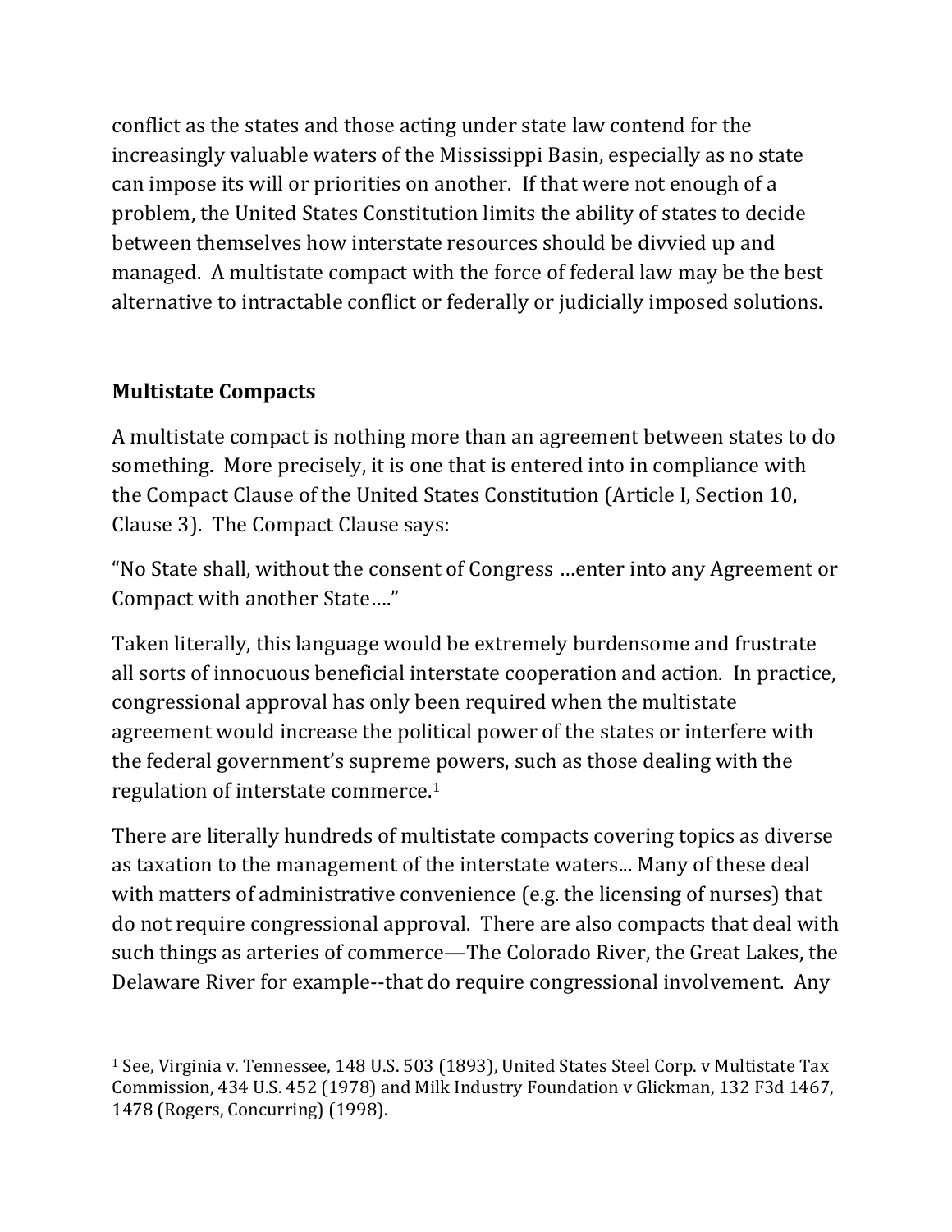conflict as the states and those acting under state law contend for the increasingly valuable waters of the Mississippi Basin, especially as no state can impose its will or priorities on another. If that were not enough of a problem, the United States Constitution limits the ability of states to decide between themselves how interstate resources should be divvied up and managed. A multistate compact with the force of federal law may be the best alternative to intractable conflict or federally or judicially imposed solutions.

## Multistate Compacts

A multistate compact is nothing more than an agreement between states to do something. More precisely, it is one that is entered into in compliance with the Compact Clause of the United States Constitution (Article I, Section 10, Clause 3). The Compact Clause says:

"No State shall, without the consent of Congress …enter into any Agreement or Compact with another State…."

Taken literally, this language would be extremely burdensome and frustrate all sorts of innocuous beneficial interstate cooperation and action. In practice, congressional approval has only been required when the multistate agreement would increase the political power of the states or interfere with the federal government's supreme powers, such as those dealing with the regulation of interstate commerce.[1]

There are literally hundreds of multistate compacts covering topics as diverse as taxation to the management of the interstate waters... Many of these deal with matters of administrative convenience (e.g. the licensing of nurses) that do not require congressional approval. There are also compacts that deal with such things as arteries of commerce—The Colorado River, the Great Lakes, the Delaware River for example--that do require congressional involvement. Any

---

[1] See, Virginia v. Tennessee, 148 U.S. 503 (1893), United States Steel Corp. v Multistate Tax Commission, 434 U.S. 452 (1978) and Milk Industry Foundation v Glickman, 132 F3d 1467, 1478 (Rogers, Concurring) (1998).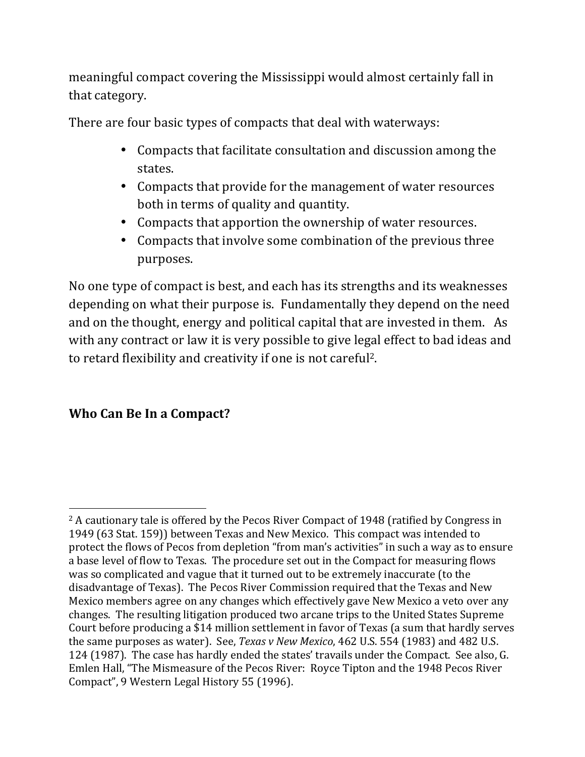meaningful compact covering the Mississippi would almost certainly fall in that category.

There are four basic types of compacts that deal with waterways:

- Compacts that facilitate consultation and discussion among the states.
- Compacts that provide for the management of water resources both in terms of quality and quantity.
- Compacts that apportion the ownership of water resources.
- Compacts that involve some combination of the previous three purposes.

No one type of compact is best, and each has its strengths and its weaknesses depending on what their purpose is. Fundamentally they depend on the need and on the thought, energy and political capital that are invested in them. As with any contract or law it is very possible to give legal effect to bad ideas and to retard flexibility and creativity if one is not careful[2].

## Who Can Be In a Compact?

[2] A cautionary tale is offered by the Pecos River Compact of 1948 (ratified by Congress in 1949 (63 Stat. 159)) between Texas and New Mexico. This compact was intended to protect the flows of Pecos from depletion "from man's activities" in such a way as to ensure a base level of flow to Texas. The procedure set out in the Compact for measuring flows was so complicated and vague that it turned out to be extremely inaccurate (to the disadvantage of Texas). The Pecos River Commission required that the Texas and New Mexico members agree on any changes which effectively gave New Mexico a veto over any changes. The resulting litigation produced two arcane trips to the United States Supreme Court before producing a $14 million settlement in favor of Texas (a sum that hardly serves the same purposes as water). See, *Texas v New Mexico*, 462 U.S. 554 (1983) and 482 U.S. 124 (1987). The case has hardly ended the states' travails under the Compact. See also, G. Emlen Hall, "The Mismeasure of the Pecos River: Royce Tipton and the 1948 Pecos River Compact", 9 Western Legal History 55 (1996).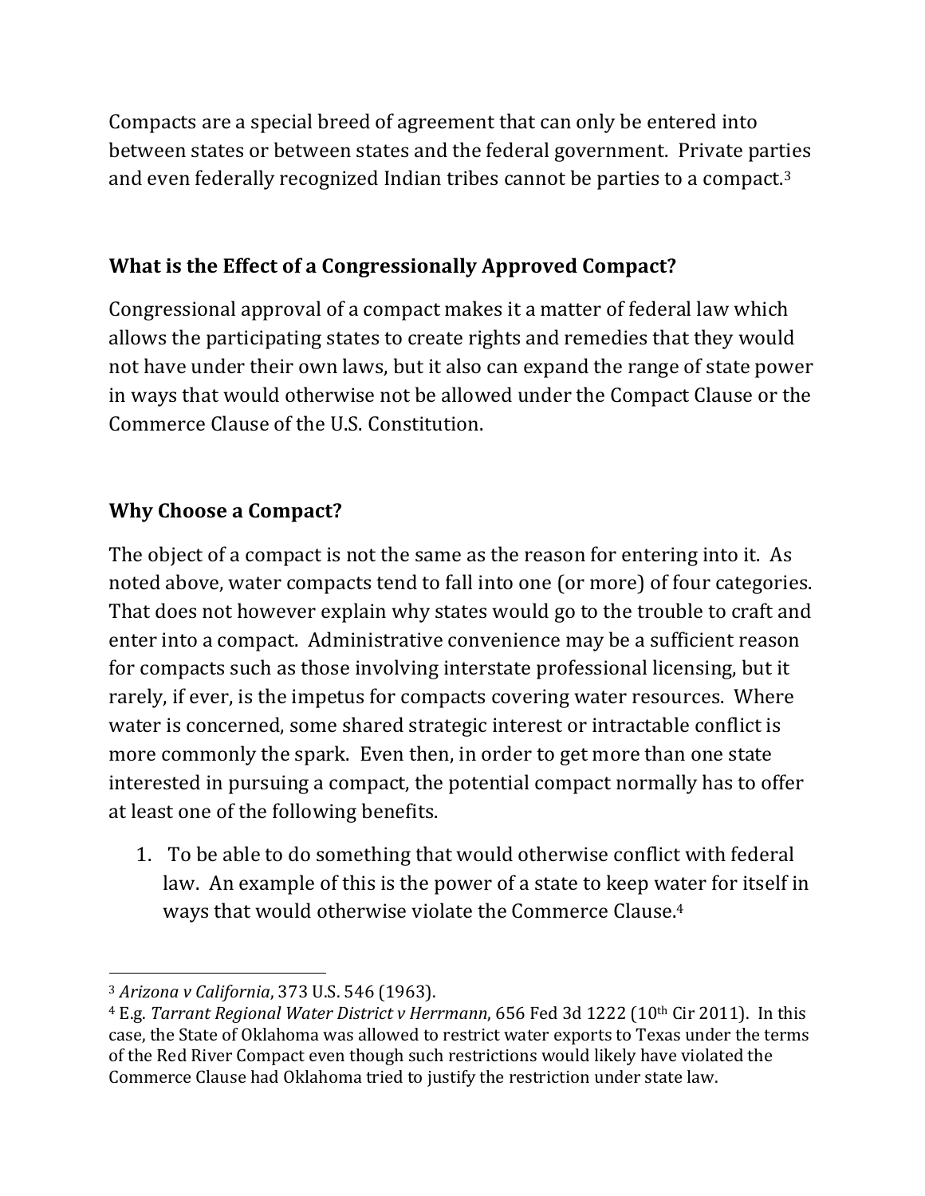Compacts are a special breed of agreement that can only be entered into between states or between states and the federal government. Private parties and even federally recognized Indian tribes cannot be parties to a compact.[3]

## What is the Effect of a Congressionally Approved Compact?

Congressional approval of a compact makes it a matter of federal law which allows the participating states to create rights and remedies that they would not have under their own laws, but it also can expand the range of state power in ways that would otherwise not be allowed under the Compact Clause or the Commerce Clause of the U.S. Constitution.

## Why Choose a Compact?

The object of a compact is not the same as the reason for entering into it. As noted above, water compacts tend to fall into one (or more) of four categories. That does not however explain why states would go to the trouble to craft and enter into a compact. Administrative convenience may be a sufficient reason for compacts such as those involving interstate professional licensing, but it rarely, if ever, is the impetus for compacts covering water resources. Where water is concerned, some shared strategic interest or intractable conflict is more commonly the spark. Even then, in order to get more than one state interested in pursuing a compact, the potential compact normally has to offer at least one of the following benefits.

1. To be able to do something that would otherwise conflict with federal law. An example of this is the power of a state to keep water for itself in ways that would otherwise violate the Commerce Clause.[4]

---

[3] *Arizona v California*, 373 U.S. 546 (1963).

[4] E.g. *Tarrant Regional Water District v Herrmann*, 656 Fed 3d 1222 (10th Cir 2011). In this case, the State of Oklahoma was allowed to restrict water exports to Texas under the terms of the Red River Compact even though such restrictions would likely have violated the Commerce Clause had Oklahoma tried to justify the restriction under state law.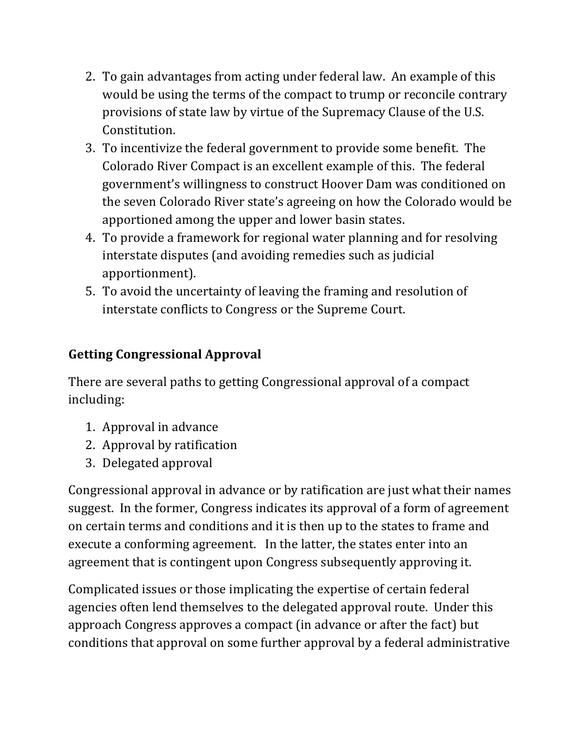2. To gain advantages from acting under federal law. An example of this would be using the terms of the compact to trump or reconcile contrary provisions of state law by virtue of the Supremacy Clause of the U.S. Constitution.
3. To incentivize the federal government to provide some benefit. The Colorado River Compact is an excellent example of this. The federal government's willingness to construct Hoover Dam was conditioned on the seven Colorado River state's agreeing on how the Colorado would be apportioned among the upper and lower basin states.
4. To provide a framework for regional water planning and for resolving interstate disputes (and avoiding remedies such as judicial apportionment).
5. To avoid the uncertainty of leaving the framing and resolution of interstate conflicts to Congress or the Supreme Court.

**Getting Congressional Approval**

There are several paths to getting Congressional approval of a compact including:

1. Approval in advance
2. Approval by ratification
3. Delegated approval

Congressional approval in advance or by ratification are just what their names suggest. In the former, Congress indicates its approval of a form of agreement on certain terms and conditions and it is then up to the states to frame and execute a conforming agreement. In the latter, the states enter into an agreement that is contingent upon Congress subsequently approving it.

Complicated issues or those implicating the expertise of certain federal agencies often lend themselves to the delegated approval route. Under this approach Congress approves a compact (in advance or after the fact) but conditions that approval on some further approval by a federal administrative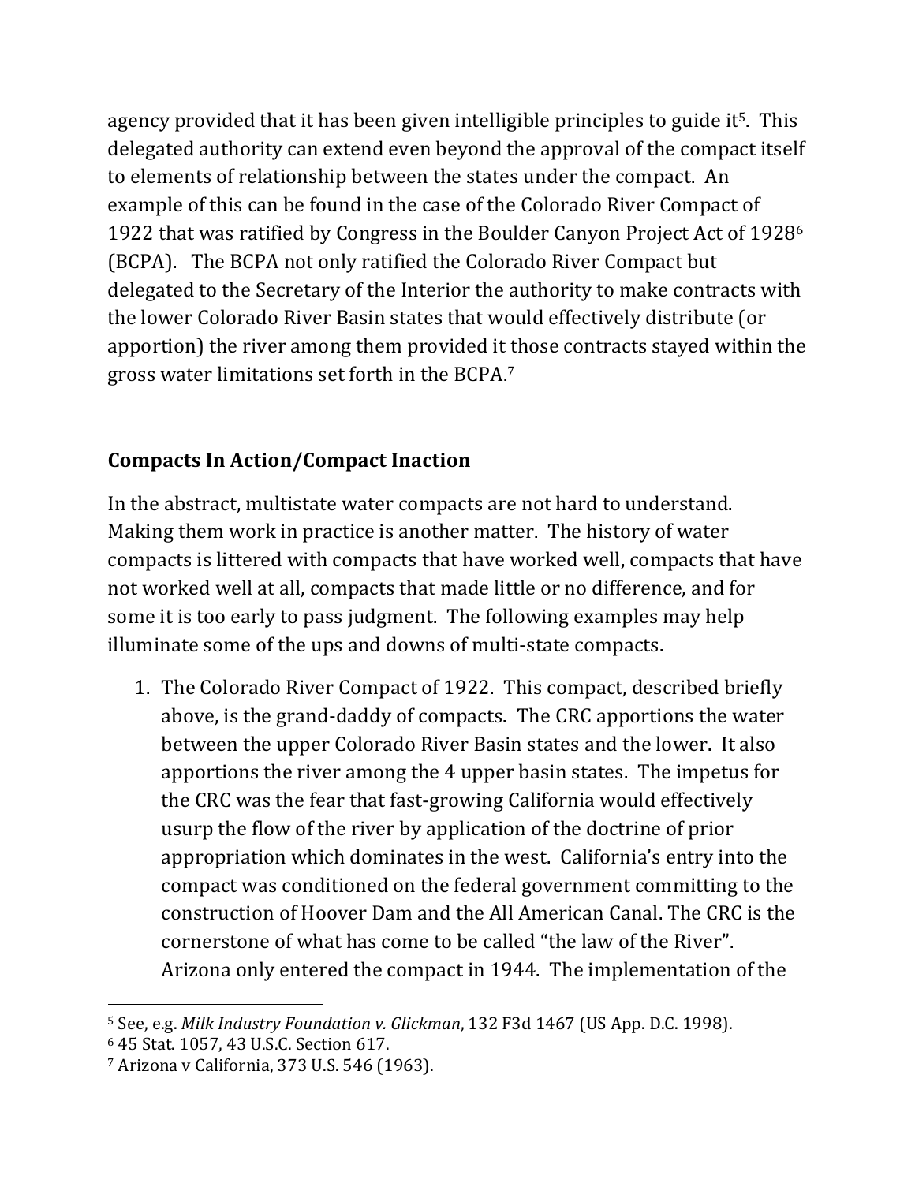agency provided that it has been given intelligible principles to guide it[5]. This delegated authority can extend even beyond the approval of the compact itself to elements of relationship between the states under the compact. An example of this can be found in the case of the Colorado River Compact of 1922 that was ratified by Congress in the Boulder Canyon Project Act of 1928[6] (BCPA). The BCPA not only ratified the Colorado River Compact but delegated to the Secretary of the Interior the authority to make contracts with the lower Colorado River Basin states that would effectively distribute (or apportion) the river among them provided it those contracts stayed within the gross water limitations set forth in the BCPA.[7]

## Compacts In Action/Compact Inaction

In the abstract, multistate water compacts are not hard to understand. Making them work in practice is another matter. The history of water compacts is littered with compacts that have worked well, compacts that have not worked well at all, compacts that made little or no difference, and for some it is too early to pass judgment. The following examples may help illuminate some of the ups and downs of multi-state compacts.

1. The Colorado River Compact of 1922. This compact, described briefly above, is the grand-daddy of compacts. The CRC apportions the water between the upper Colorado River Basin states and the lower. It also apportions the river among the 4 upper basin states. The impetus for the CRC was the fear that fast-growing California would effectively usurp the flow of the river by application of the doctrine of prior appropriation which dominates in the west. California's entry into the compact was conditioned on the federal government committing to the construction of Hoover Dam and the All American Canal. The CRC is the cornerstone of what has come to be called "the law of the River". Arizona only entered the compact in 1944. The implementation of the

---

[5] See, e.g. *Milk Industry Foundation v. Glickman*, 132 F3d 1467 (US App. D.C. 1998).

[6] 45 Stat. 1057, 43 U.S.C. Section 617.

[7] Arizona v California, 373 U.S. 546 (1963).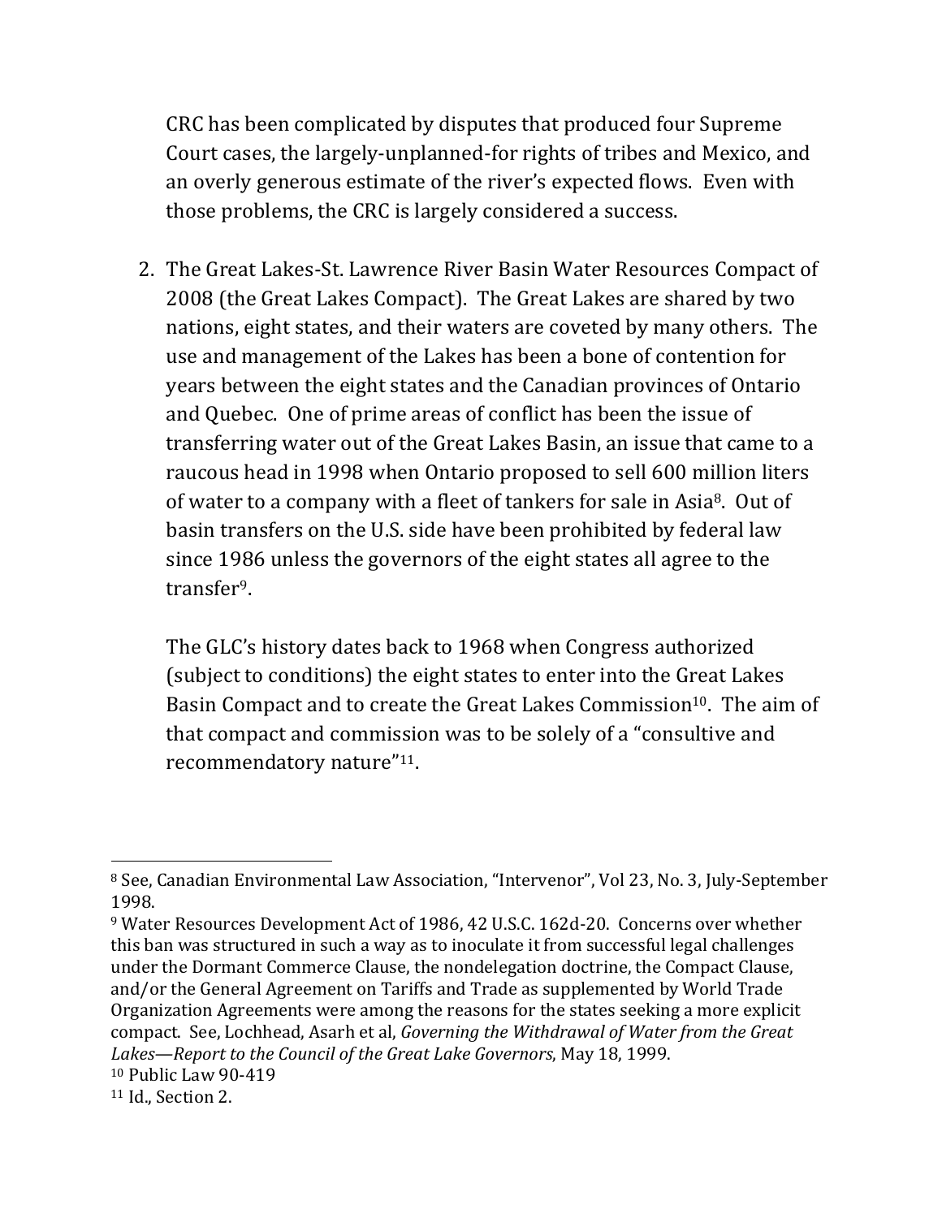CRC has been complicated by disputes that produced four Supreme Court cases, the largely-unplanned-for rights of tribes and Mexico, and an overly generous estimate of the river's expected flows. Even with those problems, the CRC is largely considered a success.

2. The Great Lakes-St. Lawrence River Basin Water Resources Compact of 2008 (the Great Lakes Compact). The Great Lakes are shared by two nations, eight states, and their waters are coveted by many others. The use and management of the Lakes has been a bone of contention for years between the eight states and the Canadian provinces of Ontario and Quebec. One of prime areas of conflict has been the issue of transferring water out of the Great Lakes Basin, an issue that came to a raucous head in 1998 when Ontario proposed to sell 600 million liters of water to a company with a fleet of tankers for sale in Asia[8]. Out of basin transfers on the U.S. side have been prohibited by federal law since 1986 unless the governors of the eight states all agree to the transfer[9].

   The GLC's history dates back to 1968 when Congress authorized (subject to conditions) the eight states to enter into the Great Lakes Basin Compact and to create the Great Lakes Commission[10]. The aim of that compact and commission was to be solely of a "consultive and recommendatory nature"[11].

---

[8] See, Canadian Environmental Law Association, "Intervenor", Vol 23, No. 3, July-September 1998.

[9] Water Resources Development Act of 1986, 42 U.S.C. 162d-20. Concerns over whether this ban was structured in such a way as to inoculate it from successful legal challenges under the Dormant Commerce Clause, the nondelegation doctrine, the Compact Clause, and/or the General Agreement on Tariffs and Trade as supplemented by World Trade Organization Agreements were among the reasons for the states seeking a more explicit compact. See, Lochhead, Asarh et al, *Governing the Withdrawal of Water from the Great Lakes—Report to the Council of the Great Lake Governors*, May 18, 1999.

[10] Public Law 90-419

[11] Id., Section 2.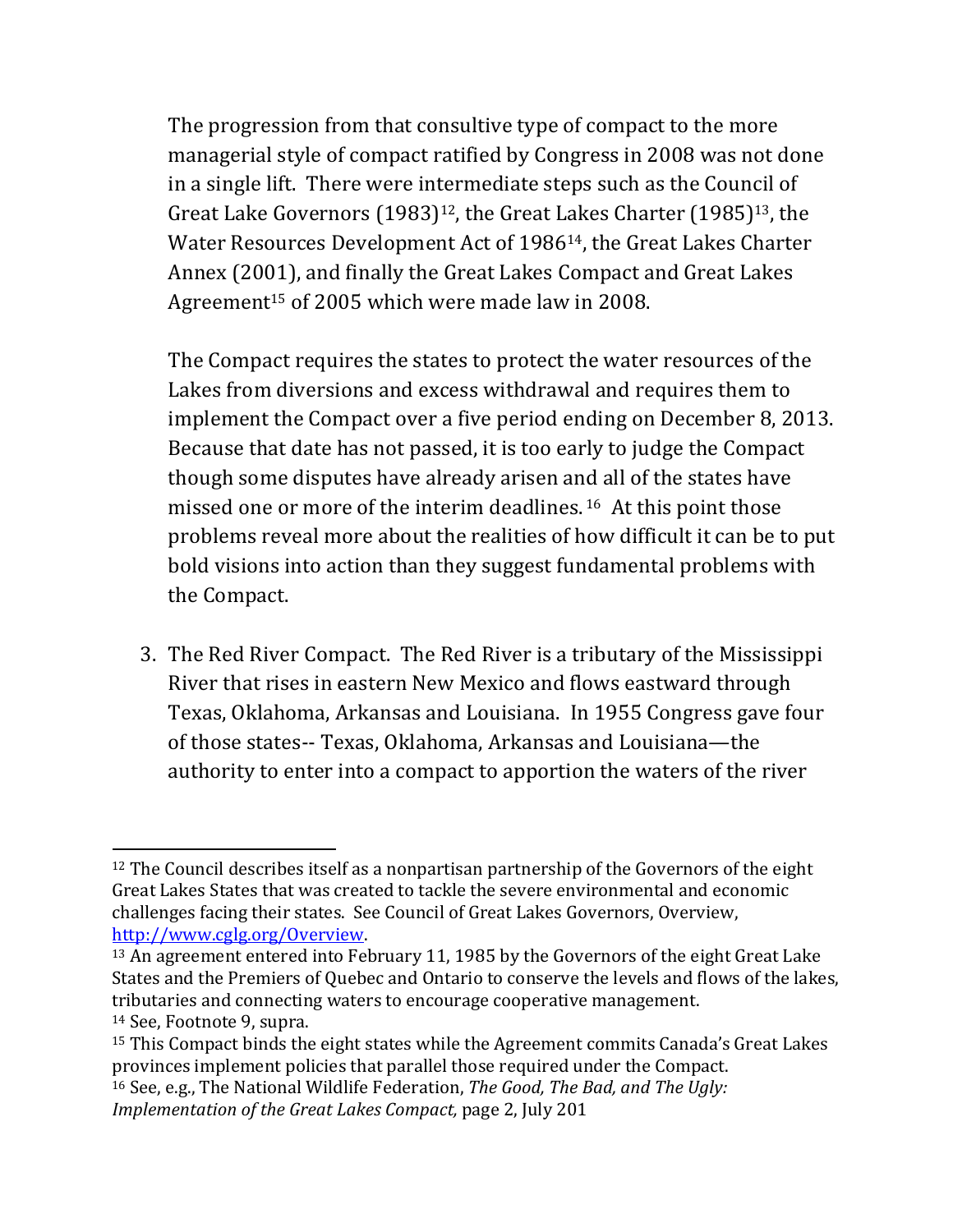The progression from that consultive type of compact to the more managerial style of compact ratified by Congress in 2008 was not done in a single lift. There were intermediate steps such as the Council of Great Lake Governors (1983)[12], the Great Lakes Charter (1985)[13], the Water Resources Development Act of 1986[14], the Great Lakes Charter Annex (2001), and finally the Great Lakes Compact and Great Lakes Agreement[15] of 2005 which were made law in 2008.

The Compact requires the states to protect the water resources of the Lakes from diversions and excess withdrawal and requires them to implement the Compact over a five period ending on December 8, 2013. Because that date has not passed, it is too early to judge the Compact though some disputes have already arisen and all of the states have missed one or more of the interim deadlines.[16] At this point those problems reveal more about the realities of how difficult it can be to put bold visions into action than they suggest fundamental problems with the Compact.

3. The Red River Compact. The Red River is a tributary of the Mississippi River that rises in eastern New Mexico and flows eastward through Texas, Oklahoma, Arkansas and Louisiana. In 1955 Congress gave four of those states-- Texas, Oklahoma, Arkansas and Louisiana—the authority to enter into a compact to apportion the waters of the river

---

[12] The Council describes itself as a nonpartisan partnership of the Governors of the eight Great Lakes States that was created to tackle the severe environmental and economic challenges facing their states. See Council of Great Lakes Governors, Overview, http://www.cglg.org/Overview.

[13] An agreement entered into February 11, 1985 by the Governors of the eight Great Lake States and the Premiers of Quebec and Ontario to conserve the levels and flows of the lakes, tributaries and connecting waters to encourage cooperative management.

[14] See, Footnote 9, supra.

[15] This Compact binds the eight states while the Agreement commits Canada's Great Lakes provinces implement policies that parallel those required under the Compact.

[16] See, e.g., The National Wildlife Federation, *The Good, The Bad, and The Ugly: Implementation of the Great Lakes Compact,* page 2, July 201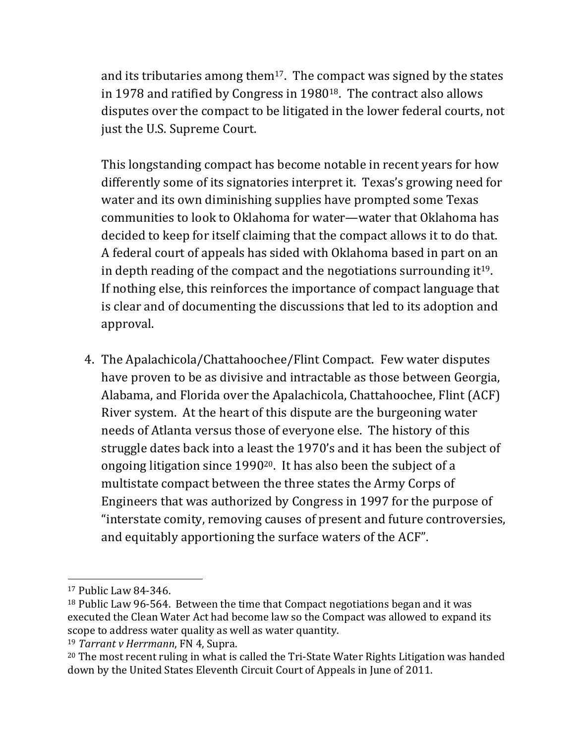and its tributaries among them[17]. The compact was signed by the states in 1978 and ratified by Congress in 1980[18]. The contract also allows disputes over the compact to be litigated in the lower federal courts, not just the U.S. Supreme Court.

This longstanding compact has become notable in recent years for how differently some of its signatories interpret it. Texas's growing need for water and its own diminishing supplies have prompted some Texas communities to look to Oklahoma for water—water that Oklahoma has decided to keep for itself claiming that the compact allows it to do that. A federal court of appeals has sided with Oklahoma based in part on an in depth reading of the compact and the negotiations surrounding it[19]. If nothing else, this reinforces the importance of compact language that is clear and of documenting the discussions that led to its adoption and approval.

4. The Apalachicola/Chattahoochee/Flint Compact. Few water disputes have proven to be as divisive and intractable as those between Georgia, Alabama, and Florida over the Apalachicola, Chattahoochee, Flint (ACF) River system. At the heart of this dispute are the burgeoning water needs of Atlanta versus those of everyone else. The history of this struggle dates back into a least the 1970's and it has been the subject of ongoing litigation since 1990[20]. It has also been the subject of a multistate compact between the three states the Army Corps of Engineers that was authorized by Congress in 1997 for the purpose of "interstate comity, removing causes of present and future controversies, and equitably apportioning the surface waters of the ACF".

---

[17] Public Law 84-346.

[18] Public Law 96-564. Between the time that Compact negotiations began and it was executed the Clean Water Act had become law so the Compact was allowed to expand its scope to address water quality as well as water quantity.

[19] *Tarrant v Herrmann*, FN 4, Supra.

[20] The most recent ruling in what is called the Tri-State Water Rights Litigation was handed down by the United States Eleventh Circuit Court of Appeals in June of 2011.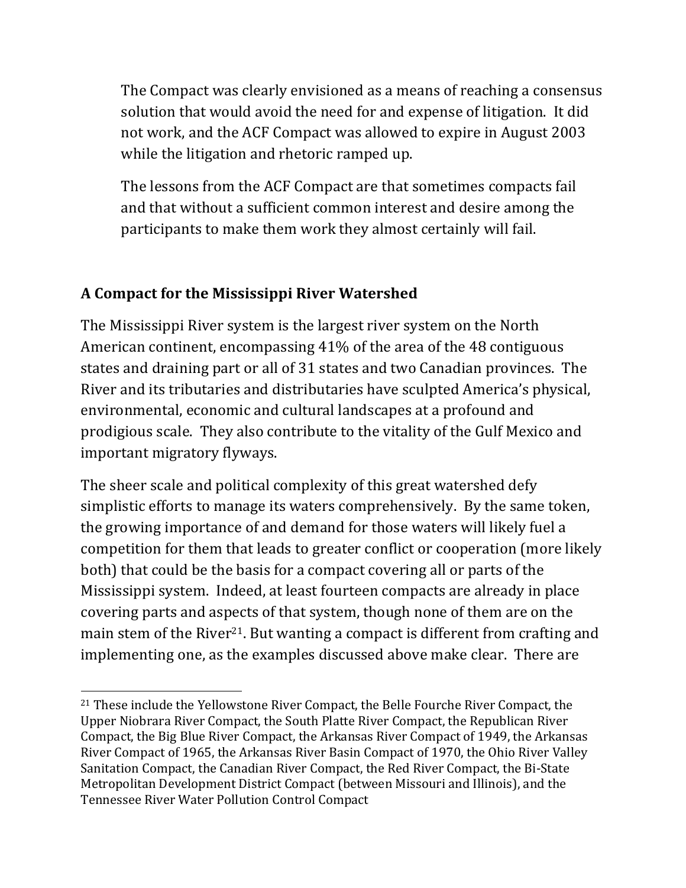> The Compact was clearly envisioned as a means of reaching a consensus solution that would avoid the need for and expense of litigation. It did not work, and the ACF Compact was allowed to expire in August 2003 while the litigation and rhetoric ramped up.
>
> The lessons from the ACF Compact are that sometimes compacts fail and that without a sufficient common interest and desire among the participants to make them work they almost certainly will fail.

## A Compact for the Mississippi River Watershed

The Mississippi River system is the largest river system on the North American continent, encompassing 41% of the area of the 48 contiguous states and draining part or all of 31 states and two Canadian provinces. The River and its tributaries and distributaries have sculpted America's physical, environmental, economic and cultural landscapes at a profound and prodigious scale. They also contribute to the vitality of the Gulf Mexico and important migratory flyways.

The sheer scale and political complexity of this great watershed defy simplistic efforts to manage its waters comprehensively. By the same token, the growing importance of and demand for those waters will likely fuel a competition for them that leads to greater conflict or cooperation (more likely both) that could be the basis for a compact covering all or parts of the Mississippi system. Indeed, at least fourteen compacts are already in place covering parts and aspects of that system, though none of them are on the main stem of the River[21]. But wanting a compact is different from crafting and implementing one, as the examples discussed above make clear. There are

---

[21] These include the Yellowstone River Compact, the Belle Fourche River Compact, the Upper Niobrara River Compact, the South Platte River Compact, the Republican River Compact, the Big Blue River Compact, the Arkansas River Compact of 1949, the Arkansas River Compact of 1965, the Arkansas River Basin Compact of 1970, the Ohio River Valley Sanitation Compact, the Canadian River Compact, the Red River Compact, the Bi-State Metropolitan Development District Compact (between Missouri and Illinois), and the Tennessee River Water Pollution Control Compact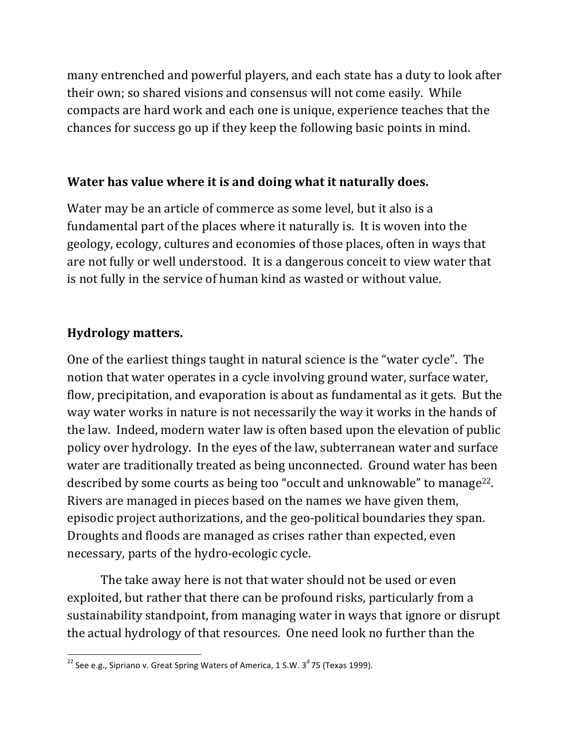many entrenched and powerful players, and each state has a duty to look after their own; so shared visions and consensus will not come easily. While compacts are hard work and each one is unique, experience teaches that the chances for success go up if they keep the following basic points in mind.

## Water has value where it is and doing what it naturally does.

Water may be an article of commerce as some level, but it also is a fundamental part of the places where it naturally is. It is woven into the geology, ecology, cultures and economies of those places, often in ways that are not fully or well understood. It is a dangerous conceit to view water that is not fully in the service of human kind as wasted or without value.

## Hydrology matters.

One of the earliest things taught in natural science is the "water cycle". The notion that water operates in a cycle involving ground water, surface water, flow, precipitation, and evaporation is about as fundamental as it gets. But the way water works in nature is not necessarily the way it works in the hands of the law. Indeed, modern water law is often based upon the elevation of public policy over hydrology. In the eyes of the law, subterranean water and surface water are traditionally treated as being unconnected. Ground water has been described by some courts as being too "occult and unknowable" to manage[22]. Rivers are managed in pieces based on the names we have given them, episodic project authorizations, and the geo-political boundaries they span. Droughts and floods are managed as crises rather than expected, even necessary, parts of the hydro-ecologic cycle.

The take away here is not that water should not be used or even exploited, but rather that there can be profound risks, particularly from a sustainability standpoint, from managing water in ways that ignore or disrupt the actual hydrology of that resources. One need look no further than the

---

[22] See e.g., Sipriano v. Great Spring Waters of America, 1 S.W. 3d 75 (Texas 1999).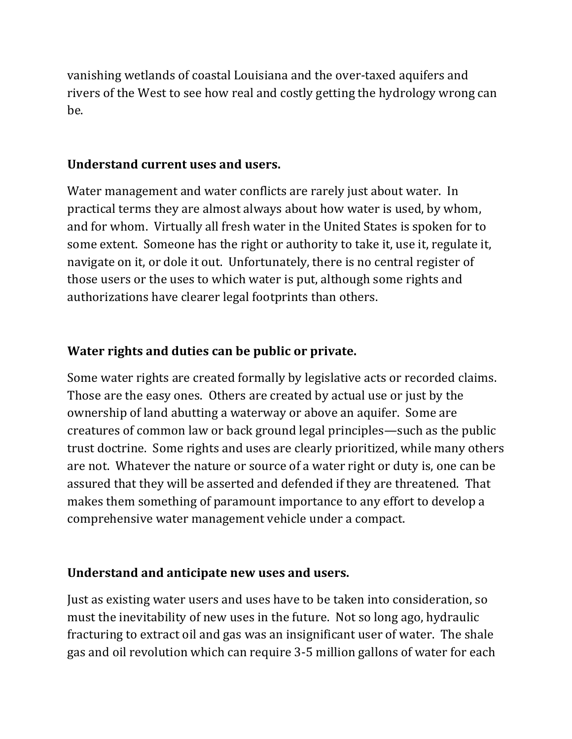vanishing wetlands of coastal Louisiana and the over-taxed aquifers and rivers of the West to see how real and costly getting the hydrology wrong can be.

**Understand current uses and users.**

Water management and water conflicts are rarely just about water. In practical terms they are almost always about how water is used, by whom, and for whom. Virtually all fresh water in the United States is spoken for to some extent. Someone has the right or authority to take it, use it, regulate it, navigate on it, or dole it out. Unfortunately, there is no central register of those users or the uses to which water is put, although some rights and authorizations have clearer legal footprints than others.

**Water rights and duties can be public or private.**

Some water rights are created formally by legislative acts or recorded claims. Those are the easy ones. Others are created by actual use or just by the ownership of land abutting a waterway or above an aquifer. Some are creatures of common law or back ground legal principles—such as the public trust doctrine. Some rights and uses are clearly prioritized, while many others are not. Whatever the nature or source of a water right or duty is, one can be assured that they will be asserted and defended if they are threatened. That makes them something of paramount importance to any effort to develop a comprehensive water management vehicle under a compact.

**Understand and anticipate new uses and users.**

Just as existing water users and uses have to be taken into consideration, so must the inevitability of new uses in the future. Not so long ago, hydraulic fracturing to extract oil and gas was an insignificant user of water. The shale gas and oil revolution which can require 3-5 million gallons of water for each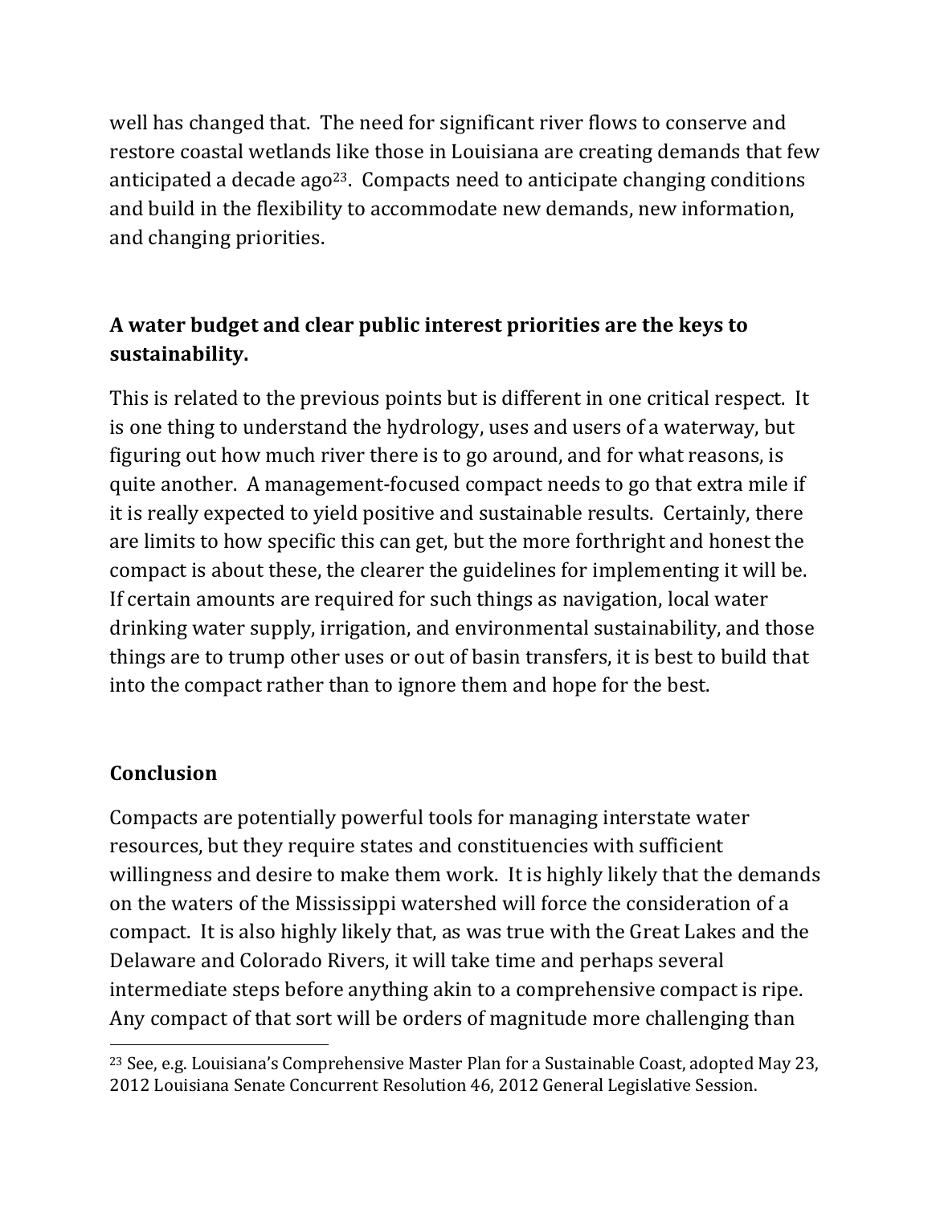well has changed that. The need for significant river flows to conserve and restore coastal wetlands like those in Louisiana are creating demands that few anticipated a decade ago[23]. Compacts need to anticipate changing conditions and build in the flexibility to accommodate new demands, new information, and changing priorities.

## A water budget and clear public interest priorities are the keys to sustainability.

This is related to the previous points but is different in one critical respect. It is one thing to understand the hydrology, uses and users of a waterway, but figuring out how much river there is to go around, and for what reasons, is quite another. A management-focused compact needs to go that extra mile if it is really expected to yield positive and sustainable results. Certainly, there are limits to how specific this can get, but the more forthright and honest the compact is about these, the clearer the guidelines for implementing it will be. If certain amounts are required for such things as navigation, local water drinking water supply, irrigation, and environmental sustainability, and those things are to trump other uses or out of basin transfers, it is best to build that into the compact rather than to ignore them and hope for the best.

## Conclusion

Compacts are potentially powerful tools for managing interstate water resources, but they require states and constituencies with sufficient willingness and desire to make them work. It is highly likely that the demands on the waters of the Mississippi watershed will force the consideration of a compact. It is also highly likely that, as was true with the Great Lakes and the Delaware and Colorado Rivers, it will take time and perhaps several intermediate steps before anything akin to a comprehensive compact is ripe. Any compact of that sort will be orders of magnitude more challenging than

[23] See, e.g. Louisiana's Comprehensive Master Plan for a Sustainable Coast, adopted May 23, 2012 Louisiana Senate Concurrent Resolution 46, 2012 General Legislative Session.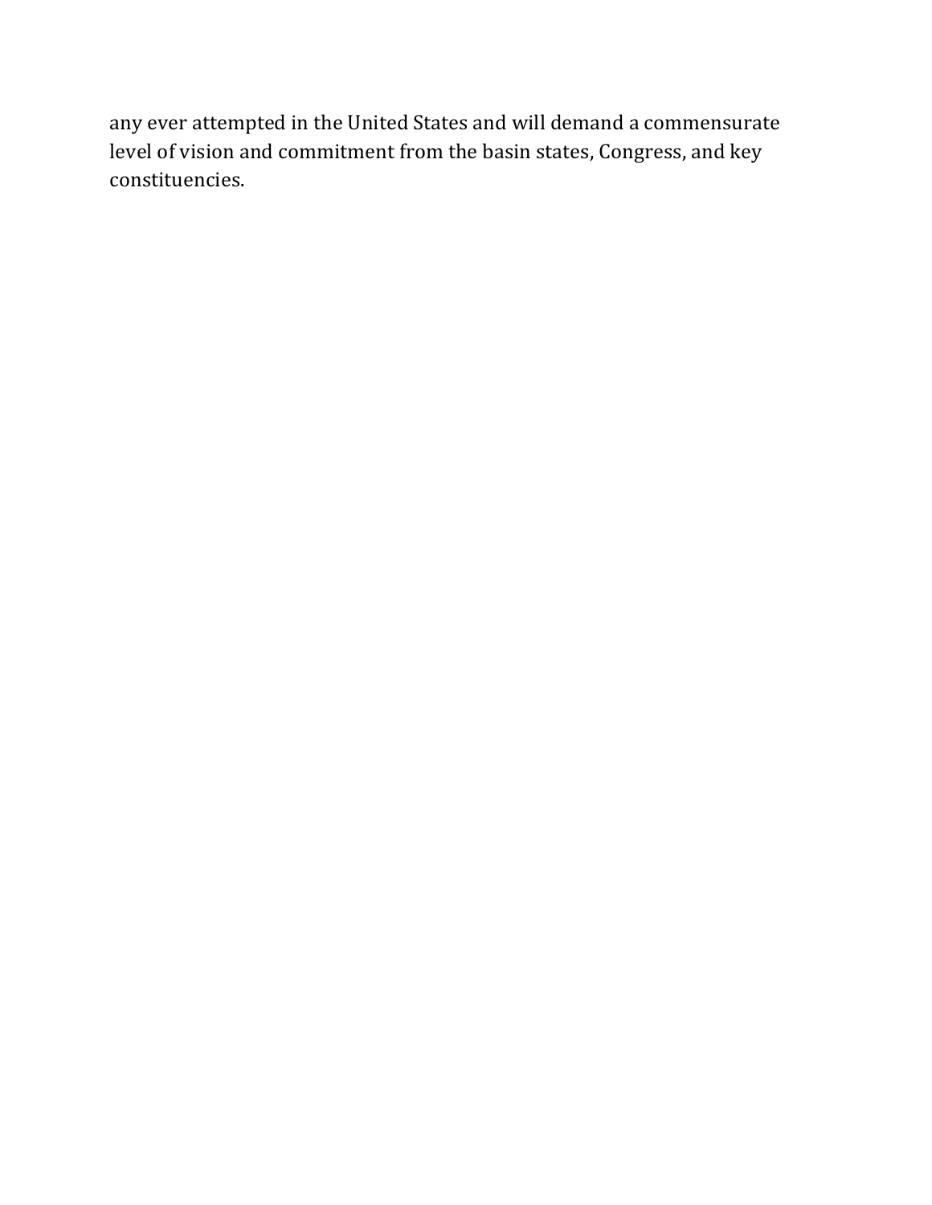any ever attempted in the United States and will demand a commensurate level of vision and commitment from the basin states, Congress, and key constituencies.